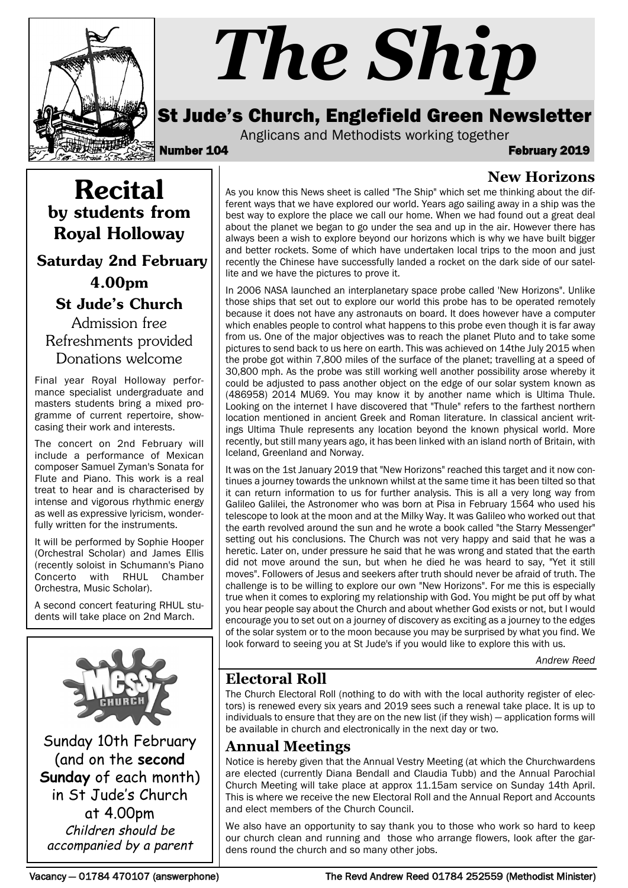# The Ship

## St Jude's Church, Englefield Green Newsletter

Anglicans and Methodists working together

**Number 104** **February 2019**

# Recital

## by students from Royal Holloway

### Saturday 2nd February

### 4.00pm

### St Jude's Church

Admission free
Refreshments provided
Donations welcome

Final year Royal Holloway performance specialist undergraduate and masters students bring a mixed programme of current repertoire, showcasing their work and interests.

The concert on 2nd February will include a performance of Mexican composer Samuel Zyman's Sonata for Flute and Piano. This work is a real treat to hear and is characterised by intense and vigorous rhythmic energy as well as expressive lyricism, wonderfully written for the instruments.

It will be performed by Sophie Hooper (Orchestral Scholar) and James Ellis (recently soloist in Schumann's Piano Concerto with RHUL Chamber Orchestra, Music Scholar).

A second concert featuring RHUL students will take place on 2nd March.

---

Messy Church

Sunday 10th February (and on the **second Sunday** of each month) in St Jude's Church at 4.00pm

*Children should be accompanied by a parent*

---

## New Horizons

As you know this News sheet is called "The Ship" which set me thinking about the different ways that we have explored our world. Years ago sailing away in a ship was the best way to explore the place we call our home. When we had found out a great deal about the planet we began to go under the sea and up in the air. However there has always been a wish to explore beyond our horizons which is why we have built bigger and better rockets. Some of which have undertaken local trips to the moon and just recently the Chinese have successfully landed a rocket on the dark side of our satellite and we have the pictures to prove it.

In 2006 NASA launched an interplanetary space probe called 'New Horizons". Unlike those ships that set out to explore our world this probe has to be operated remotely because it does not have any astronauts on board. It does however have a computer which enables people to control what happens to this probe even though it is far away from us. One of the major objectives was to reach the planet Pluto and to take some pictures to send back to us here on earth. This was achieved on 14the July 2015 when the probe got within 7,800 miles of the surface of the planet; travelling at a speed of 30,800 mph. As the probe was still working well another possibility arose whereby it could be adjusted to pass another object on the edge of our solar system known as (486958) 2014 MU69. You may know it by another name which is Ultima Thule. Looking on the internet I have discovered that "Thule" refers to the farthest northern location mentioned in ancient Greek and Roman literature. In classical ancient writings Ultima Thule represents any location beyond the known physical world. More recently, but still many years ago, it has been linked with an island north of Britain, with Iceland, Greenland and Norway.

It was on the 1st January 2019 that "New Horizons" reached this target and it now continues a journey towards the unknown whilst at the same time it has been tilted so that it can return information to us for further analysis. This is all a very long way from Galileo Galilei, the Astronomer who was born at Pisa in February 1564 who used his telescope to look at the moon and at the Milky Way. It was Galileo who worked out that the earth revolved around the sun and he wrote a book called "the Starry Messenger" setting out his conclusions. The Church was not very happy and said that he was a heretic. Later on, under pressure he said that he was wrong and stated that the earth did not move around the sun, but when he died he was heard to say, "Yet it still moves". Followers of Jesus and seekers after truth should never be afraid of truth. The challenge is to be willing to explore our own "New Horizons". For me this is especially true when it comes to exploring my relationship with God. You might be put off by what you hear people say about the Church and about whether God exists or not, but I would encourage you to set out on a journey of discovery as exciting as a journey to the edges of the solar system or to the moon because you may be surprised by what you find. We look forward to seeing you at St Jude's if you would like to explore this with us.

*Andrew Reed*

## Electoral Roll

The Church Electoral Roll (nothing to do with with the local authority register of electors) is renewed every six years and 2019 sees such a renewal take place. It is up to individuals to ensure that they are on the new list (if they wish) — application forms will be available in church and electronically in the next day or two.

## Annual Meetings

Notice is hereby given that the Annual Vestry Meeting (at which the Churchwardens are elected (currently Diana Bendall and Claudia Tubb) and the Annual Parochial Church Meeting will take place at approx 11.15am service on Sunday 14th April. This is where we receive the new Electoral Roll and the Annual Report and Accounts and elect members of the Church Council.

We also have an opportunity to say thank you to those who work so hard to keep our church clean and running and those who arrange flowers, look after the gardens round the church and so many other jobs.

Vacancy — 01784 470107 (answerphone) The Revd Andrew Reed 01784 252559 (Methodist Minister)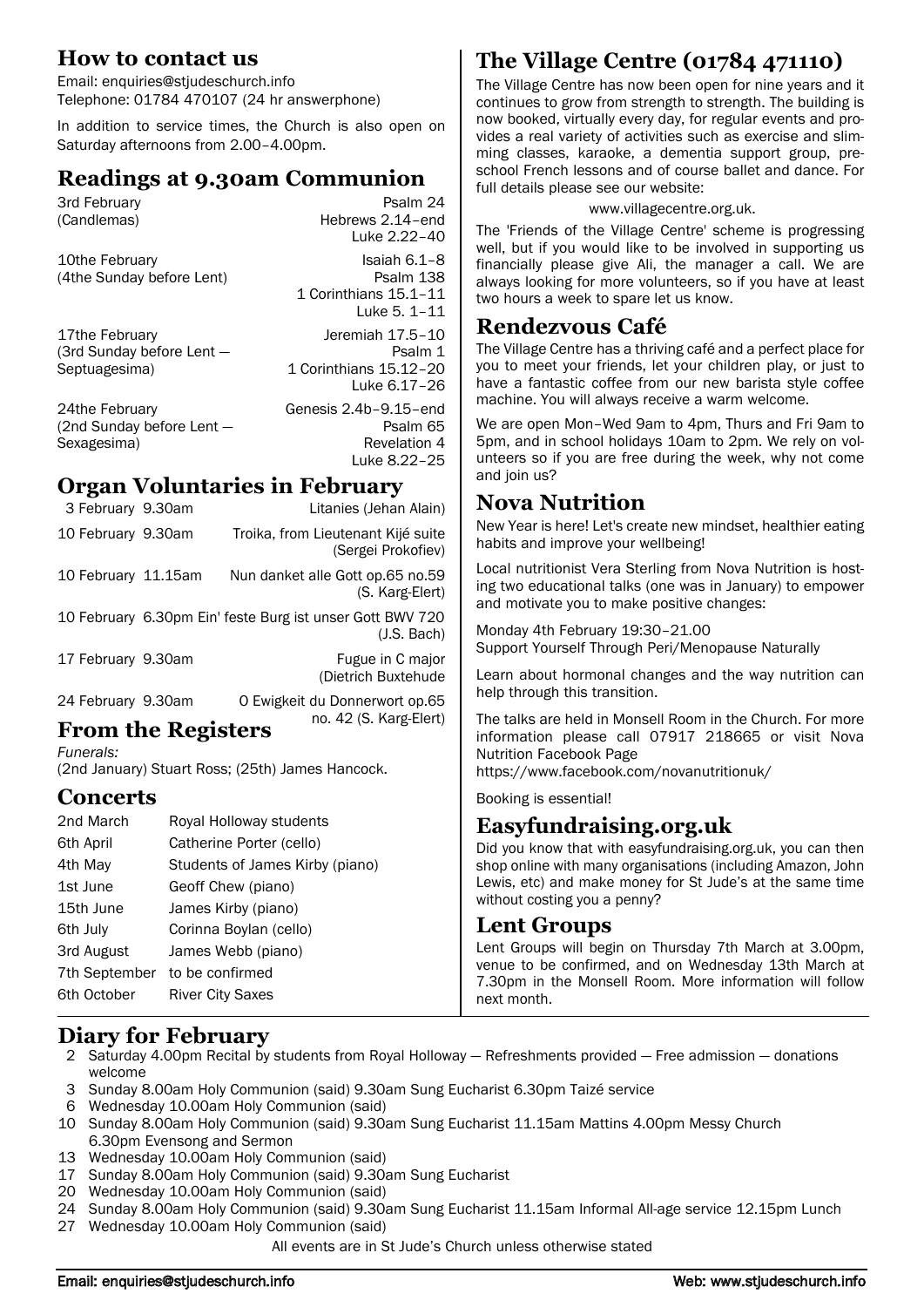## How to contact us

Email: enquiries@stjudeschurch.info
Telephone: 01784 470107 (24 hr answerphone)

In addition to service times, the Church is also open on Saturday afternoons from 2.00–4.00pm.

## Readings at 9.30am Communion

| | |
|---|---|
| 3rd February (Candlemas) | Psalm 24<br>Hebrews 2.14–end<br>Luke 2.22–40 |
| 10the February (4the Sunday before Lent) | Isaiah 6.1–8<br>Psalm 138<br>1 Corinthians 15.1–11<br>Luke 5. 1–11 |
| 17the February (3rd Sunday before Lent — Septuagesima) | Jeremiah 17.5–10<br>Psalm 1<br>1 Corinthians 15.12–20<br>Luke 6.17–26 |
| 24the February (2nd Sunday before Lent — Sexagesima) | Genesis 2.4b–9.15–end<br>Psalm 65<br>Revelation 4<br>Luke 8.22–25 |

## Organ Voluntaries in February

| | |
|---|---|
| 3 February 9.30am | Litanies (Jehan Alain) |
| 10 February 9.30am | Troika, from Lieutenant Kijé suite (Sergei Prokofiev) |
| 10 February 11.15am | Nun danket alle Gott op.65 no.59 (S. Karg-Elert) |
| 10 February 6.30pm | Ein' feste Burg ist unser Gott BWV 720 (J.S. Bach) |
| 17 February 9.30am | Fugue in C major (Dietrich Buxtehude |
| 24 February 9.30am | O Ewigkeit du Donnerwort op.65 no. 42 (S. Karg-Elert) |

## From the Registers

*Funerals:*
(2nd January) Stuart Ross; (25th) James Hancock.

## Concerts

| | |
|---|---|
| 2nd March | Royal Holloway students |
| 6th April | Catherine Porter (cello) |
| 4th May | Students of James Kirby (piano) |
| 1st June | Geoff Chew (piano) |
| 15th June | James Kirby (piano) |
| 6th July | Corinna Boylan (cello) |
| 3rd August | James Webb (piano) |
| 7th September | to be confirmed |
| 6th October | River City Saxes |

## The Village Centre (01784 471110)

The Village Centre has now been open for nine years and it continues to grow from strength to strength. The building is now booked, virtually every day, for regular events and provides a real variety of activities such as exercise and slimming classes, karaoke, a dementia support group, pre-school French lessons and of course ballet and dance. For full details please see our website:

www.villagecentre.org.uk.

The 'Friends of the Village Centre' scheme is progressing well, but if you would like to be involved in supporting us financially please give Ali, the manager a call. We are always looking for more volunteers, so if you have at least two hours a week to spare let us know.

## Rendezvous Café

The Village Centre has a thriving café and a perfect place for you to meet your friends, let your children play, or just to have a fantastic coffee from our new barista style coffee machine. You will always receive a warm welcome.

We are open Mon–Wed 9am to 4pm, Thurs and Fri 9am to 5pm, and in school holidays 10am to 2pm. We rely on volunteers so if you are free during the week, why not come and join us?

## Nova Nutrition

New Year is here! Let's create new mindset, healthier eating habits and improve your wellbeing!

Local nutritionist Vera Sterling from Nova Nutrition is hosting two educational talks (one was in January) to empower and motivate you to make positive changes:

Monday 4th February 19:30–21.00
Support Yourself Through Peri/Menopause Naturally

Learn about hormonal changes and the way nutrition can help through this transition.

The talks are held in Monsell Room in the Church. For more information please call 07917 218665 or visit Nova Nutrition Facebook Page
https://www.facebook.com/novanutritionuk/

Booking is essential!

## Easyfundraising.org.uk

Did you know that with easyfundraising.org.uk, you can then shop online with many organisations (including Amazon, John Lewis, etc) and make money for St Jude's at the same time without costing you a penny?

## Lent Groups

Lent Groups will begin on Thursday 7th March at 3.00pm, venue to be confirmed, and on Wednesday 13th March at 7.30pm in the Monsell Room. More information will follow next month.

## Diary for February

- 2 Saturday 4.00pm Recital by students from Royal Holloway — Refreshments provided — Free admission — donations welcome
- 3 Sunday 8.00am Holy Communion (said) 9.30am Sung Eucharist 6.30pm Taizé service
- 6 Wednesday 10.00am Holy Communion (said)
- 10 Sunday 8.00am Holy Communion (said) 9.30am Sung Eucharist 11.15am Mattins 4.00pm Messy Church 6.30pm Evensong and Sermon
- 13 Wednesday 10.00am Holy Communion (said)
- 17 Sunday 8.00am Holy Communion (said) 9.30am Sung Eucharist
- 20 Wednesday 10.00am Holy Communion (said)
- 24 Sunday 8.00am Holy Communion (said) 9.30am Sung Eucharist 11.15am Informal All-age service 12.15pm Lunch
- 27 Wednesday 10.00am Holy Communion (said)

All events are in St Jude's Church unless otherwise stated